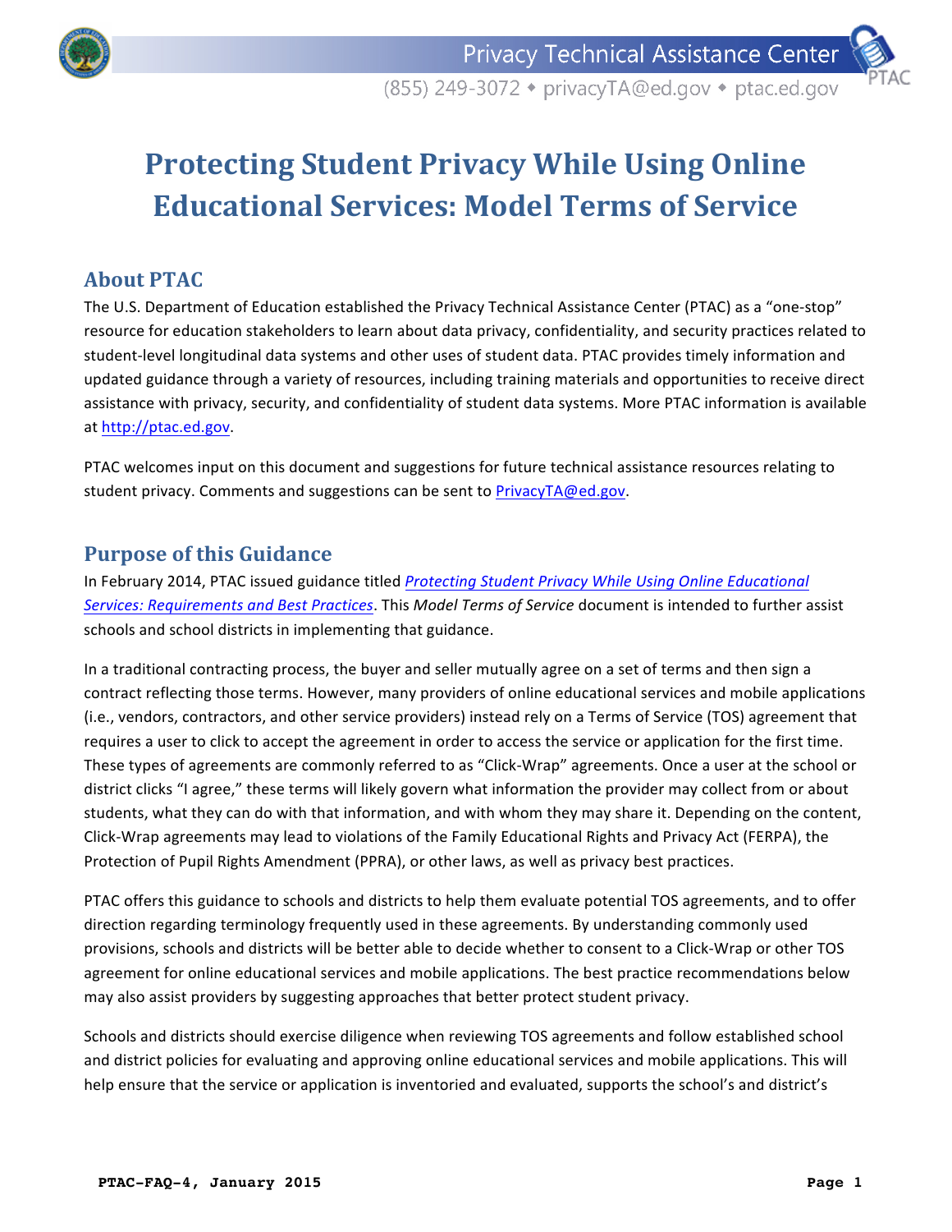# Protecting Student Privacy While Using Online Educational Services: Model Terms of Service

## About PTAC

The U.S. Department of Education established the Privacy Technical Assistance Center (PTAC) as a "one-stop" resource for education stakeholders to learn about data privacy, confidentiality, and security practices related to student-level longitudinal data systems and other uses of student data. PTAC provides timely information and updated guidance through a variety of resources, including training materials and opportunities to receive direct assistance with privacy, security, and confidentiality of student data systems. More PTAC information is available at http://ptac.ed.gov.

PTAC welcomes input on this document and suggestions for future technical assistance resources relating to student privacy. Comments and suggestions can be sent to PrivacyTA@ed.gov.

## Purpose of this Guidance

In February 2014, PTAC issued guidance titled *Protecting Student Privacy While Using Online Educational Services: Requirements and Best Practices*. This *Model Terms of Service* document is intended to further assist schools and school districts in implementing that guidance.

In a traditional contracting process, the buyer and seller mutually agree on a set of terms and then sign a contract reflecting those terms. However, many providers of online educational services and mobile applications (i.e., vendors, contractors, and other service providers) instead rely on a Terms of Service (TOS) agreement that requires a user to click to accept the agreement in order to access the service or application for the first time. These types of agreements are commonly referred to as "Click-Wrap" agreements. Once a user at the school or district clicks "I agree," these terms will likely govern what information the provider may collect from or about students, what they can do with that information, and with whom they may share it. Depending on the content, Click-Wrap agreements may lead to violations of the Family Educational Rights and Privacy Act (FERPA), the Protection of Pupil Rights Amendment (PPRA), or other laws, as well as privacy best practices.

PTAC offers this guidance to schools and districts to help them evaluate potential TOS agreements, and to offer direction regarding terminology frequently used in these agreements. By understanding commonly used provisions, schools and districts will be better able to decide whether to consent to a Click-Wrap or other TOS agreement for online educational services and mobile applications. The best practice recommendations below may also assist providers by suggesting approaches that better protect student privacy.

Schools and districts should exercise diligence when reviewing TOS agreements and follow established school and district policies for evaluating and approving online educational services and mobile applications. This will help ensure that the service or application is inventoried and evaluated, supports the school's and district's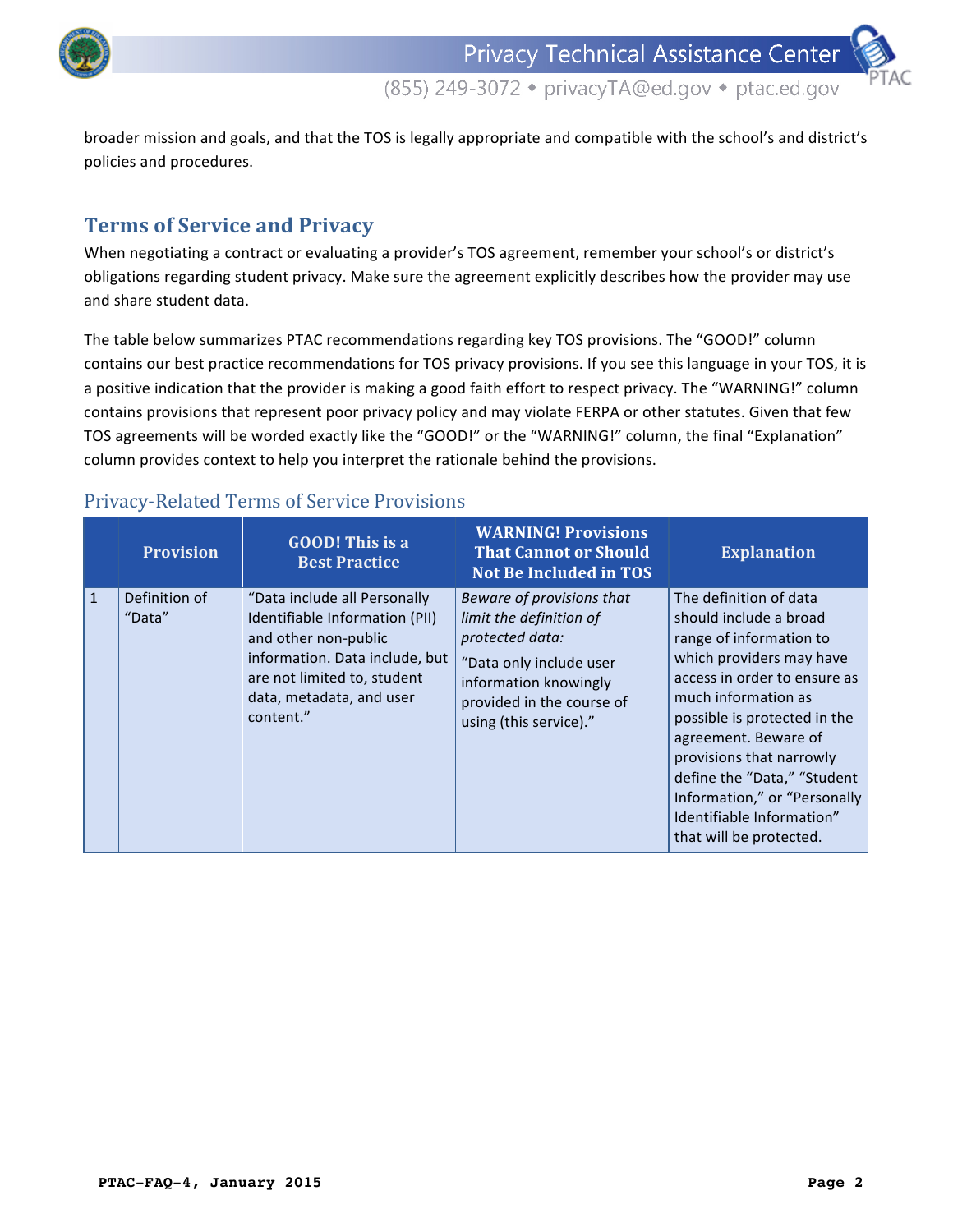broader mission and goals, and that the TOS is legally appropriate and compatible with the school's and district's policies and procedures.

## Terms of Service and Privacy

When negotiating a contract or evaluating a provider's TOS agreement, remember your school's or district's obligations regarding student privacy. Make sure the agreement explicitly describes how the provider may use and share student data.

The table below summarizes PTAC recommendations regarding key TOS provisions. The "GOOD!" column contains our best practice recommendations for TOS privacy provisions. If you see this language in your TOS, it is a positive indication that the provider is making a good faith effort to respect privacy. The "WARNING!" column contains provisions that represent poor privacy policy and may violate FERPA or other statutes. Given that few TOS agreements will be worded exactly like the "GOOD!" or the "WARNING!" column, the final "Explanation" column provides context to help you interpret the rationale behind the provisions.

### Privacy-Related Terms of Service Provisions

| | Provision | GOOD! This is a Best Practice | WARNING! Provisions That Cannot or Should Not Be Included in TOS | Explanation |
|---|---|---|---|---|
| 1 | Definition of "Data" | "Data include all Personally Identifiable Information (PII) and other non-public information. Data include, but are not limited to, student data, metadata, and user content." | *Beware of provisions that limit the definition of protected data:* "Data only include user information knowingly provided in the course of using (this service)." | The definition of data should include a broad range of information to which providers may have access in order to ensure as much information as possible is protected in the agreement. Beware of provisions that narrowly define the "Data," "Student Information," or "Personally Identifiable Information" that will be protected. |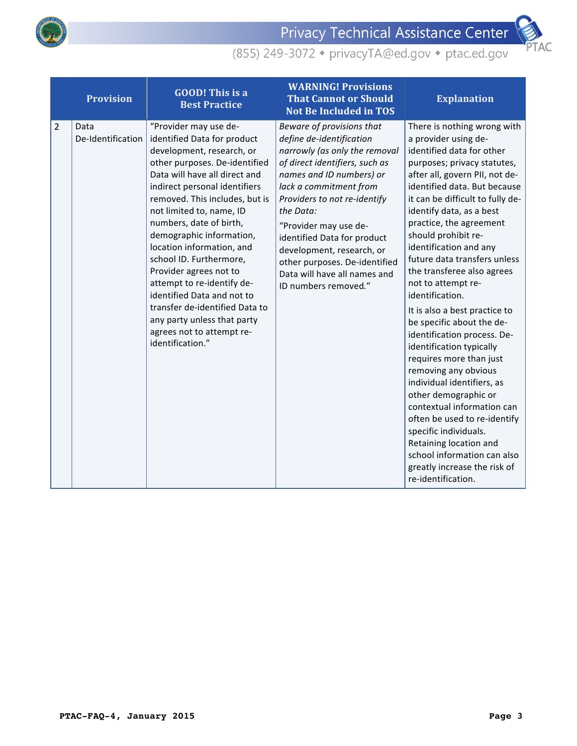|  | Provision | GOOD! This is a Best Practice | WARNING! Provisions That Cannot or Should Not Be Included in TOS | Explanation |
|---|---|---|---|---|
| 2 | Data De-Identification | "Provider may use de-identified Data for product development, research, or other purposes. De-identified Data will have all direct and indirect personal identifiers removed. This includes, but is not limited to, name, ID numbers, date of birth, demographic information, location information, and school ID. Furthermore, Provider agrees not to attempt to re-identify de-identified Data and not to transfer de-identified Data to any party unless that party agrees not to attempt re-identification." | *Beware of provisions that define de-identification narrowly (as only the removal of direct identifiers, such as names and ID numbers) or lack a commitment from Providers to not re-identify the Data:* "Provider may use de-identified Data for product development, research, or other purposes. De-identified Data will have all names and ID numbers removed." | There is nothing wrong with a provider using de-identified data for other purposes; privacy statutes, after all, govern PII, not de-identified data. But because it can be difficult to fully de-identify data, as a best practice, the agreement should prohibit re-identification and any future data transfers unless the transferee also agrees not to attempt re-identification. It is also a best practice to be specific about the de-identification process. De-identification typically requires more than just removing any obvious individual identifiers, as other demographic or contextual information can often be used to re-identify specific individuals. Retaining location and school information can also greatly increase the risk of re-identification. |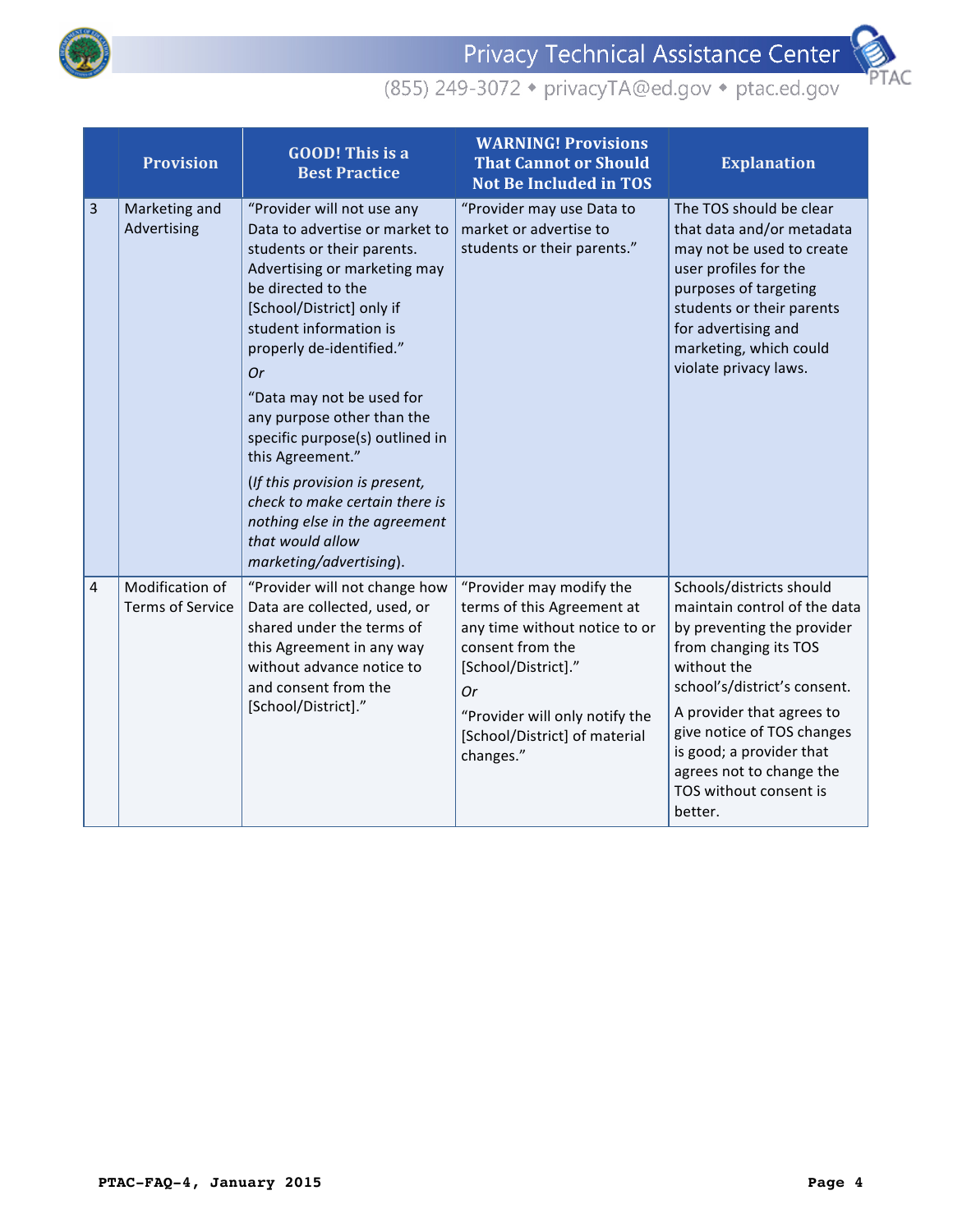| | Provision | GOOD! This is a Best Practice | WARNING! Provisions That Cannot or Should Not Be Included in TOS | Explanation |
|---|---|---|---|---|
| 3 | Marketing and Advertising | "Provider will not use any Data to advertise or market to students or their parents. Advertising or marketing may be directed to the [School/District] only if student information is properly de-identified." <br> *Or* <br> "Data may not be used for any purpose other than the specific purpose(s) outlined in this Agreement." <br> (*If this provision is present, check to make certain there is nothing else in the agreement that would allow marketing/advertising*). | "Provider may use Data to market or advertise to students or their parents." | The TOS should be clear that data and/or metadata may not be used to create user profiles for the purposes of targeting students or their parents for advertising and marketing, which could violate privacy laws. |
| 4 | Modification of Terms of Service | "Provider will not change how Data are collected, used, or shared under the terms of this Agreement in any way without advance notice to and consent from the [School/District]." | "Provider may modify the terms of this Agreement at any time without notice to or consent from the [School/District]." <br> *Or* <br> "Provider will only notify the [School/District] of material changes." | Schools/districts should maintain control of the data by preventing the provider from changing its TOS without the school's/district's consent. <br> A provider that agrees to give notice of TOS changes is good; a provider that agrees not to change the TOS without consent is better. |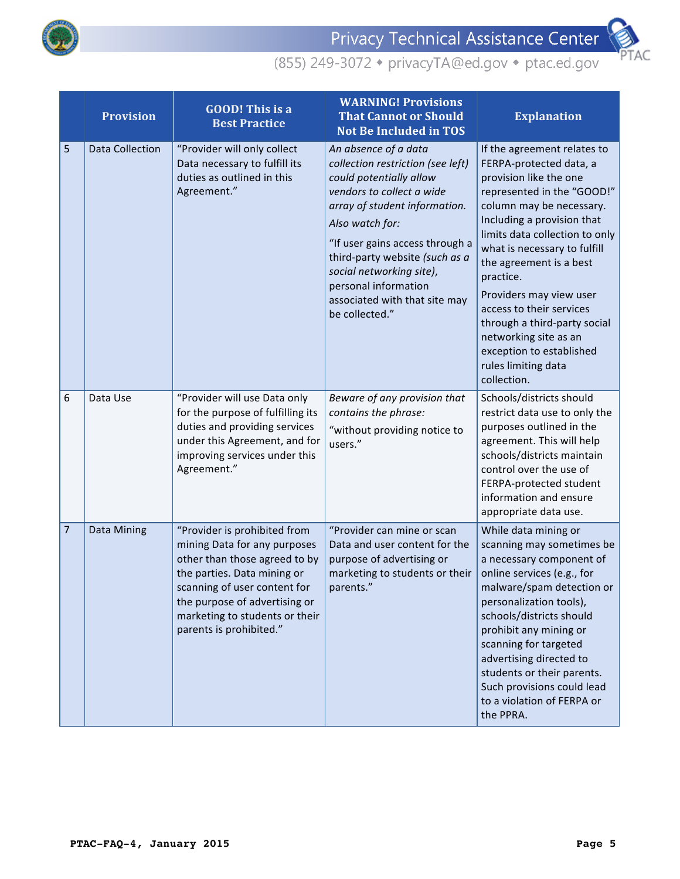| | Provision | GOOD! This is a Best Practice | WARNING! Provisions That Cannot or Should Not Be Included in TOS | Explanation |
|---|---|---|---|---|
| 5 | Data Collection | "Provider will only collect Data necessary to fulfill its duties as outlined in this Agreement." | *An absence of a data collection restriction (see left) could potentially allow vendors to collect a wide array of student information.*<br><br>*Also watch for:*<br><br>"If user gains access through a third-party website *(such as a social networking site)*, personal information associated with that site may be collected." | If the agreement relates to FERPA-protected data, a provision like the one represented in the "GOOD!" column may be necessary. Including a provision that limits data collection to only what is necessary to fulfill the agreement is a best practice.<br><br>Providers may view user access to their services through a third-party social networking site as an exception to established rules limiting data collection. |
| 6 | Data Use | "Provider will use Data only for the purpose of fulfilling its duties and providing services under this Agreement, and for improving services under this Agreement." | *Beware of any provision that contains the phrase:*<br><br>"without providing notice to users." | Schools/districts should restrict data use to only the purposes outlined in the agreement. This will help schools/districts maintain control over the use of FERPA-protected student information and ensure appropriate data use. |
| 7 | Data Mining | "Provider is prohibited from mining Data for any purposes other than those agreed to by the parties. Data mining or scanning of user content for the purpose of advertising or marketing to students or their parents is prohibited." | "Provider can mine or scan Data and user content for the purpose of advertising or marketing to students or their parents." | While data mining or scanning may sometimes be a necessary component of online services (e.g., for malware/spam detection or personalization tools), schools/districts should prohibit any mining or scanning for targeted advertising directed to students or their parents. Such provisions could lead to a violation of FERPA or the PPRA. |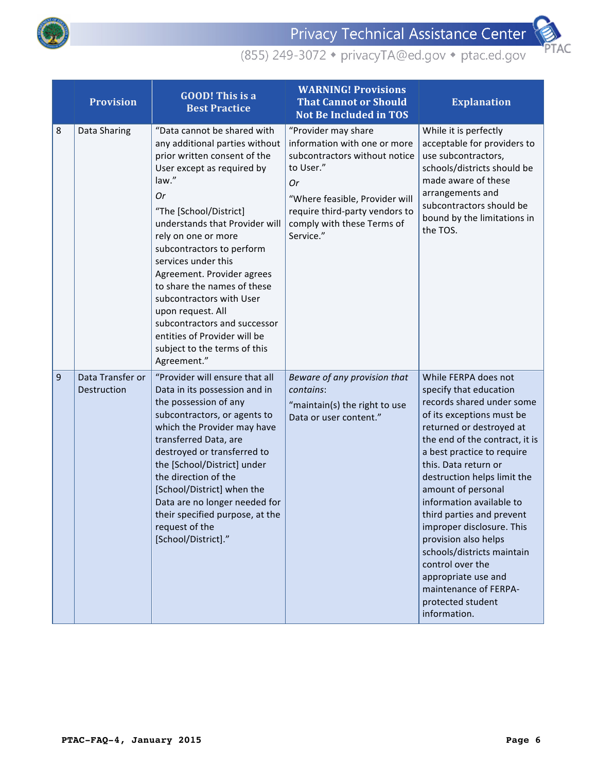| | Provision | GOOD! This is a Best Practice | WARNING! Provisions That Cannot or Should Not Be Included in TOS | Explanation |
|---|---|---|---|---|
| 8 | Data Sharing | "Data cannot be shared with any additional parties without prior written consent of the User except as required by law." *Or* "The [School/District] understands that Provider will rely on one or more subcontractors to perform services under this Agreement. Provider agrees to share the names of these subcontractors with User upon request. All subcontractors and successor entities of Provider will be subject to the terms of this Agreement." | "Provider may share information with one or more subcontractors without notice to User." *Or* "Where feasible, Provider will require third-party vendors to comply with these Terms of Service." | While it is perfectly acceptable for providers to use subcontractors, schools/districts should be made aware of these arrangements and subcontractors should be bound by the limitations in the TOS. |
| 9 | Data Transfer or Destruction | "Provider will ensure that all Data in its possession and in the possession of any subcontractors, or agents to which the Provider may have transferred Data, are destroyed or transferred to the [School/District] under the direction of the [School/District] when the Data are no longer needed for their specified purpose, at the request of the [School/District]." | *Beware of any provision that contains*: "maintain(s) the right to use Data or user content." | While FERPA does not specify that education records shared under some of its exceptions must be returned or destroyed at the end of the contract, it is a best practice to require this. Data return or destruction helps limit the amount of personal information available to third parties and prevent improper disclosure. This provision also helps schools/districts maintain control over the appropriate use and maintenance of FERPA-protected student information. |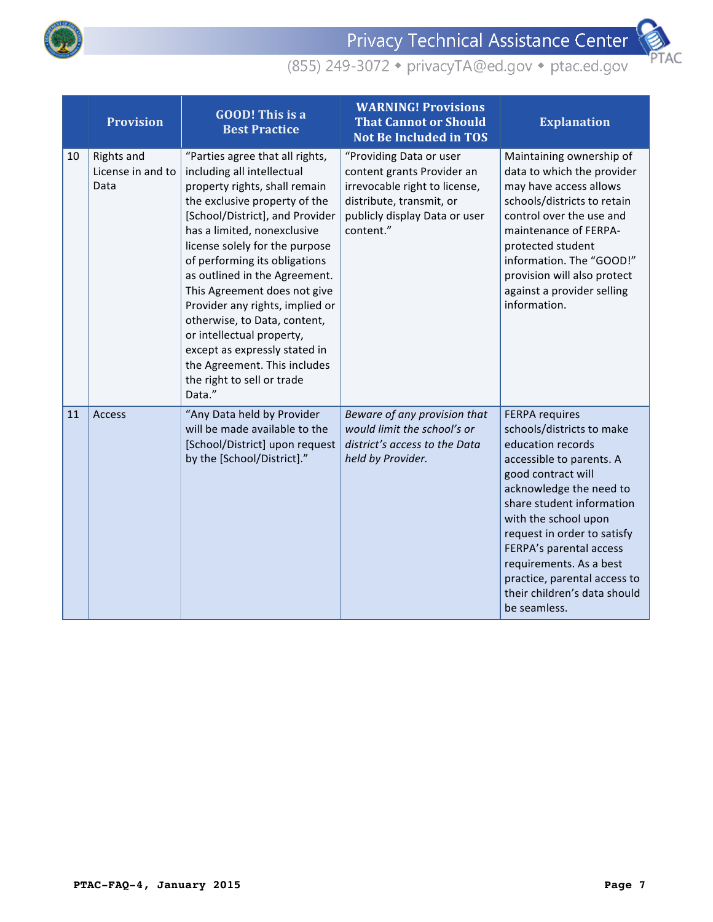| | Provision | GOOD! This is a Best Practice | WARNING! Provisions That Cannot or Should Not Be Included in TOS | Explanation |
|---|---|---|---|---|
| 10 | Rights and License in and to Data | "Parties agree that all rights, including all intellectual property rights, shall remain the exclusive property of the [School/District], and Provider has a limited, nonexclusive license solely for the purpose of performing its obligations as outlined in the Agreement. This Agreement does not give Provider any rights, implied or otherwise, to Data, content, or intellectual property, except as expressly stated in the Agreement. This includes the right to sell or trade Data." | "Providing Data or user content grants Provider an irrevocable right to license, distribute, transmit, or publicly display Data or user content." | Maintaining ownership of data to which the provider may have access allows schools/districts to retain control over the use and maintenance of FERPA-protected student information. The "GOOD!" provision will also protect against a provider selling information. |
| 11 | Access | "Any Data held by Provider will be made available to the [School/District] upon request by the [School/District]." | *Beware of any provision that would limit the school's or district's access to the Data held by Provider.* | FERPA requires schools/districts to make education records accessible to parents. A good contract will acknowledge the need to share student information with the school upon request in order to satisfy FERPA's parental access requirements. As a best practice, parental access to their children's data should be seamless. |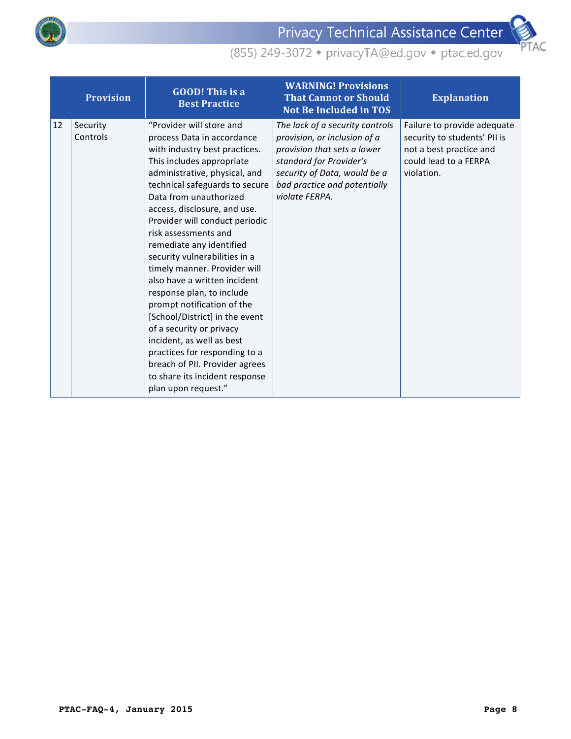| | Provision | GOOD! This is a Best Practice | WARNING! Provisions That Cannot or Should Not Be Included in TOS | Explanation |
|---|---|---|---|---|
| 12 | Security Controls | "Provider will store and process Data in accordance with industry best practices. This includes appropriate administrative, physical, and technical safeguards to secure Data from unauthorized access, disclosure, and use. Provider will conduct periodic risk assessments and remediate any identified security vulnerabilities in a timely manner. Provider will also have a written incident response plan, to include prompt notification of the [School/District] in the event of a security or privacy incident, as well as best practices for responding to a breach of PII. Provider agrees to share its incident response plan upon request." | *The lack of a security controls provision, or inclusion of a provision that sets a lower standard for Provider's security of Data, would be a bad practice and potentially violate FERPA.* | Failure to provide adequate security to students' PII is not a best practice and could lead to a FERPA violation. |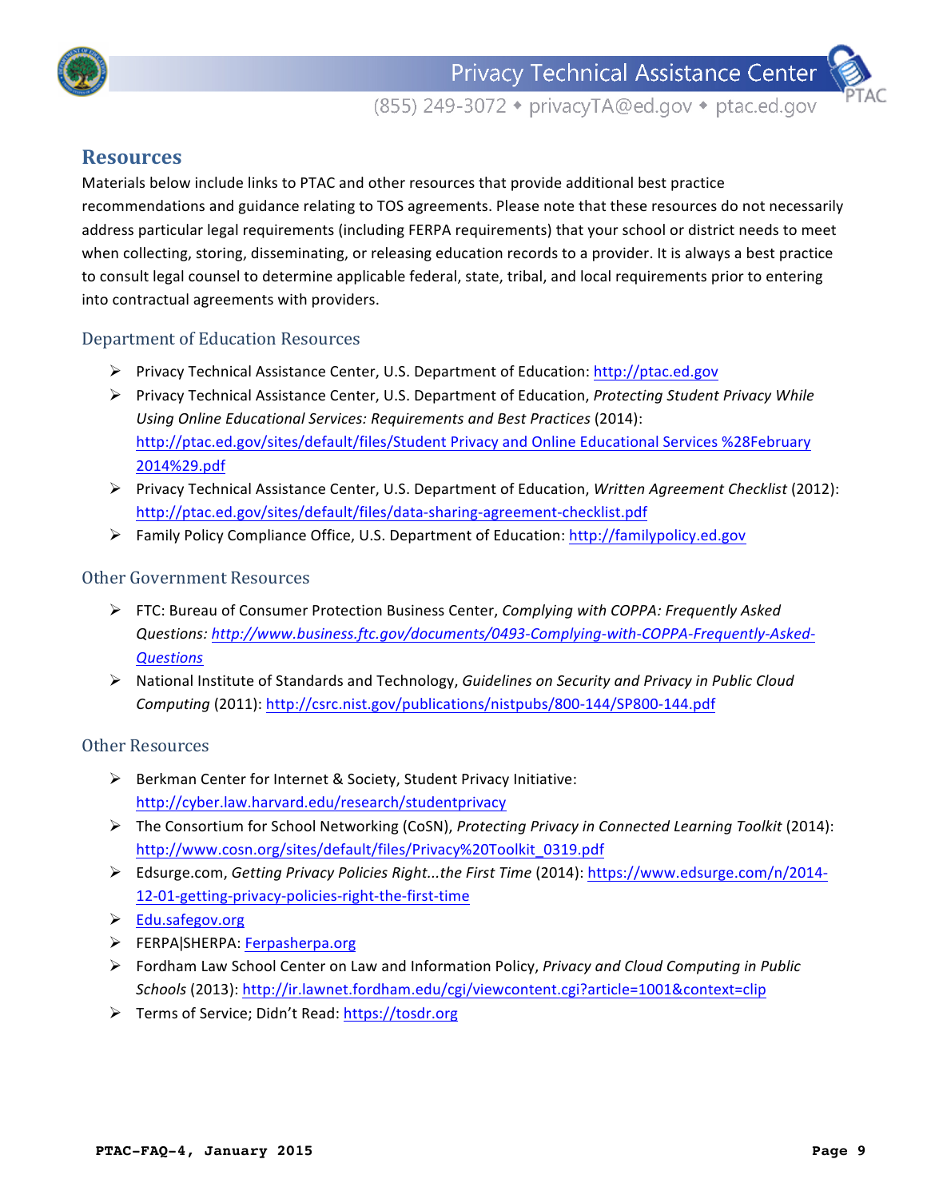## Resources

Materials below include links to PTAC and other resources that provide additional best practice recommendations and guidance relating to TOS agreements. Please note that these resources do not necessarily address particular legal requirements (including FERPA requirements) that your school or district needs to meet when collecting, storing, disseminating, or releasing education records to a provider. It is always a best practice to consult legal counsel to determine applicable federal, state, tribal, and local requirements prior to entering into contractual agreements with providers.

### Department of Education Resources

- Privacy Technical Assistance Center, U.S. Department of Education: http://ptac.ed.gov
- Privacy Technical Assistance Center, U.S. Department of Education, *Protecting Student Privacy While Using Online Educational Services: Requirements and Best Practices* (2014): http://ptac.ed.gov/sites/default/files/Student Privacy and Online Educational Services %28February 2014%29.pdf
- Privacy Technical Assistance Center, U.S. Department of Education, *Written Agreement Checklist* (2012): http://ptac.ed.gov/sites/default/files/data-sharing-agreement-checklist.pdf
- Family Policy Compliance Office, U.S. Department of Education: http://familypolicy.ed.gov

### Other Government Resources

- FTC: Bureau of Consumer Protection Business Center, *Complying with COPPA: Frequently Asked Questions: http://www.business.ftc.gov/documents/0493-Complying-with-COPPA-Frequently-Asked-Questions*
- National Institute of Standards and Technology, *Guidelines on Security and Privacy in Public Cloud Computing* (2011): http://csrc.nist.gov/publications/nistpubs/800-144/SP800-144.pdf

### Other Resources

- Berkman Center for Internet & Society, Student Privacy Initiative: http://cyber.law.harvard.edu/research/studentprivacy
- The Consortium for School Networking (CoSN), *Protecting Privacy in Connected Learning Toolkit* (2014): http://www.cosn.org/sites/default/files/Privacy%20Toolkit_0319.pdf
- Edsurge.com, *Getting Privacy Policies Right...the First Time* (2014): https://www.edsurge.com/n/2014-12-01-getting-privacy-policies-right-the-first-time
- Edu.safegov.org
- FERPA|SHERPA: Ferpasherpa.org
- Fordham Law School Center on Law and Information Policy, *Privacy and Cloud Computing in Public Schools* (2013): http://ir.lawnet.fordham.edu/cgi/viewcontent.cgi?article=1001&context=clip
- Terms of Service; Didn't Read: https://tosdr.org